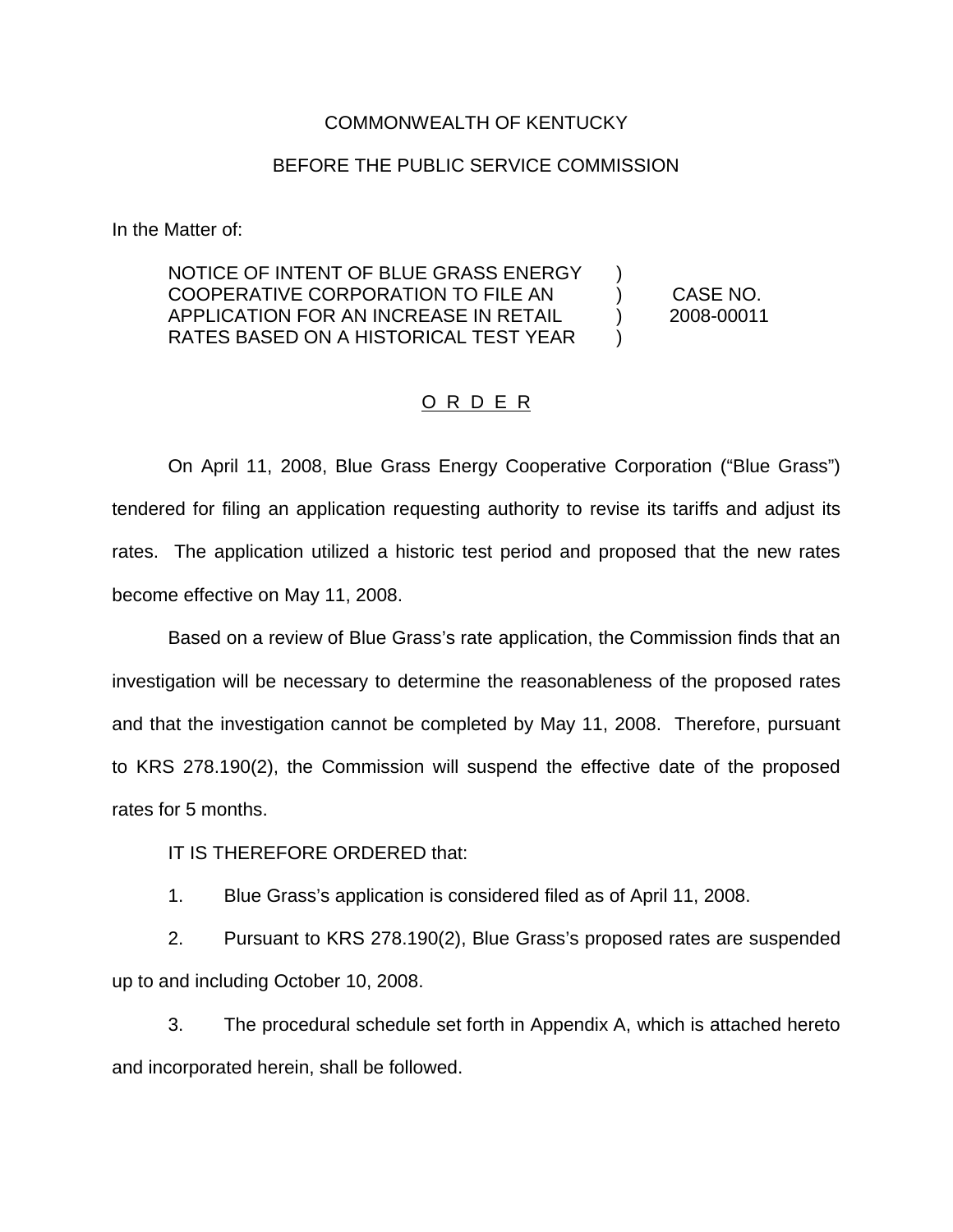COMMONWEALTH OF KENTUCKY

BEFORE THE PUBLIC SERVICE COMMISSION

In the Matter of:

| | | |
|---|---|---|
| NOTICE OF INTENT OF BLUE GRASS ENERGY COOPERATIVE CORPORATION TO FILE AN APPLICATION FOR AN INCREASE IN RETAIL RATES BASED ON A HISTORICAL TEST YEAR | ) ) ) ) | CASE NO. 2008-00011 |

O R D E R

On April 11, 2008, Blue Grass Energy Cooperative Corporation ("Blue Grass") tendered for filing an application requesting authority to revise its tariffs and adjust its rates. The application utilized a historic test period and proposed that the new rates become effective on May 11, 2008.

Based on a review of Blue Grass's rate application, the Commission finds that an investigation will be necessary to determine the reasonableness of the proposed rates and that the investigation cannot be completed by May 11, 2008. Therefore, pursuant to KRS 278.190(2), the Commission will suspend the effective date of the proposed rates for 5 months.

IT IS THEREFORE ORDERED that:

1. Blue Grass's application is considered filed as of April 11, 2008.

2. Pursuant to KRS 278.190(2), Blue Grass's proposed rates are suspended up to and including October 10, 2008.

3. The procedural schedule set forth in Appendix A, which is attached hereto and incorporated herein, shall be followed.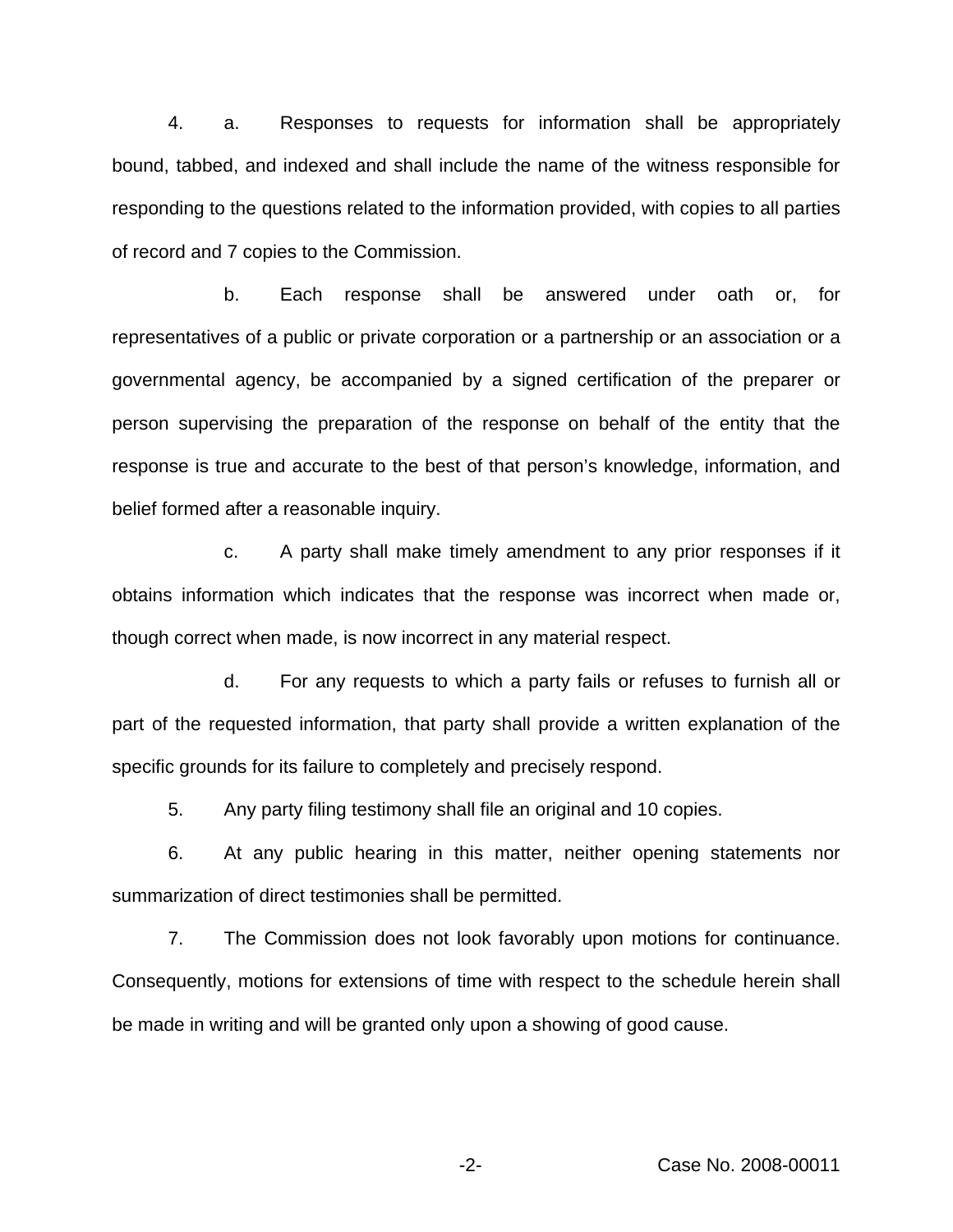4. a. Responses to requests for information shall be appropriately bound, tabbed, and indexed and shall include the name of the witness responsible for responding to the questions related to the information provided, with copies to all parties of record and 7 copies to the Commission.

b. Each response shall be answered under oath or, for representatives of a public or private corporation or a partnership or an association or a governmental agency, be accompanied by a signed certification of the preparer or person supervising the preparation of the response on behalf of the entity that the response is true and accurate to the best of that person's knowledge, information, and belief formed after a reasonable inquiry.

c. A party shall make timely amendment to any prior responses if it obtains information which indicates that the response was incorrect when made or, though correct when made, is now incorrect in any material respect.

d. For any requests to which a party fails or refuses to furnish all or part of the requested information, that party shall provide a written explanation of the specific grounds for its failure to completely and precisely respond.

5. Any party filing testimony shall file an original and 10 copies.

6. At any public hearing in this matter, neither opening statements nor summarization of direct testimonies shall be permitted.

7. The Commission does not look favorably upon motions for continuance. Consequently, motions for extensions of time with respect to the schedule herein shall be made in writing and will be granted only upon a showing of good cause.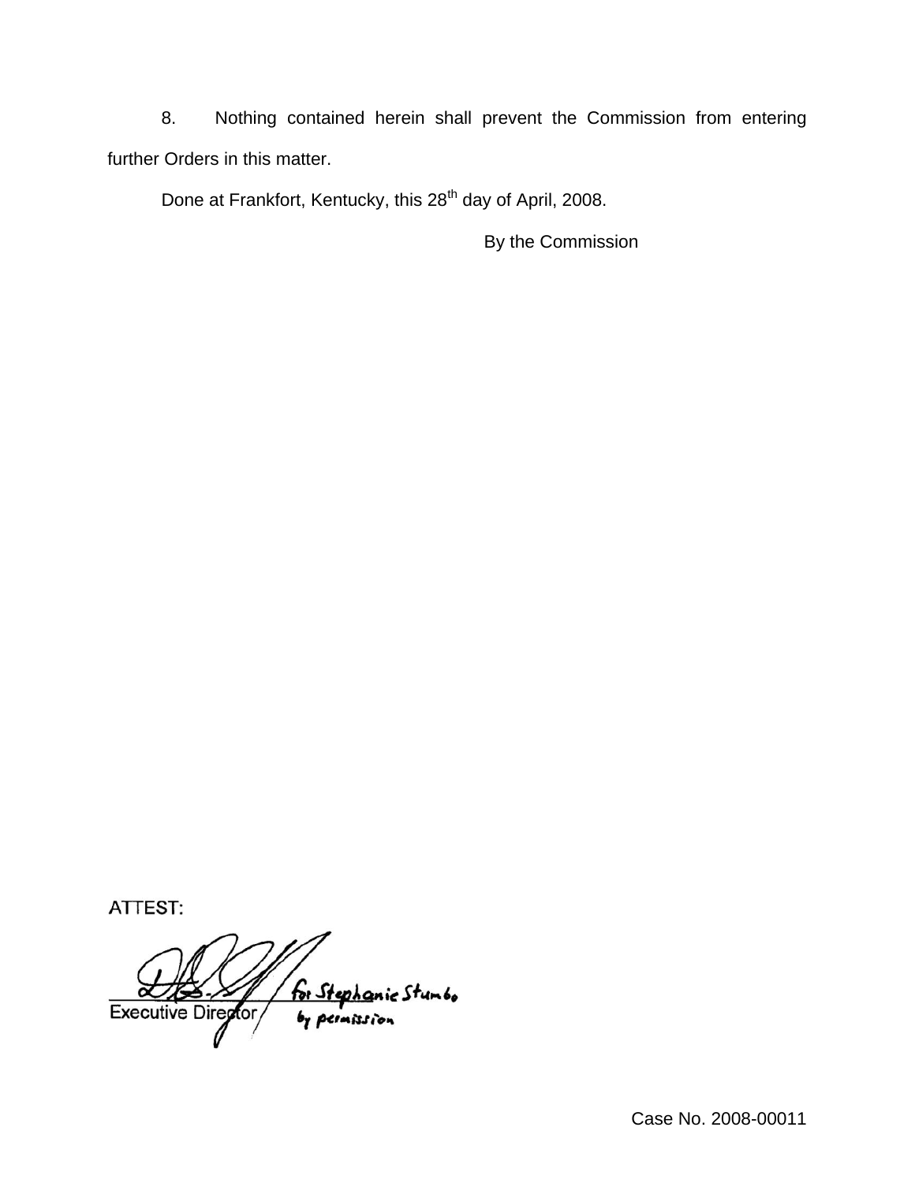8. Nothing contained herein shall prevent the Commission from entering further Orders in this matter.

Done at Frankfort, Kentucky, this 28th day of April, 2008.

By the Commission

ATTEST:

for Stephanie Stumbo by permission

Executive Director

Case No. 2008-00011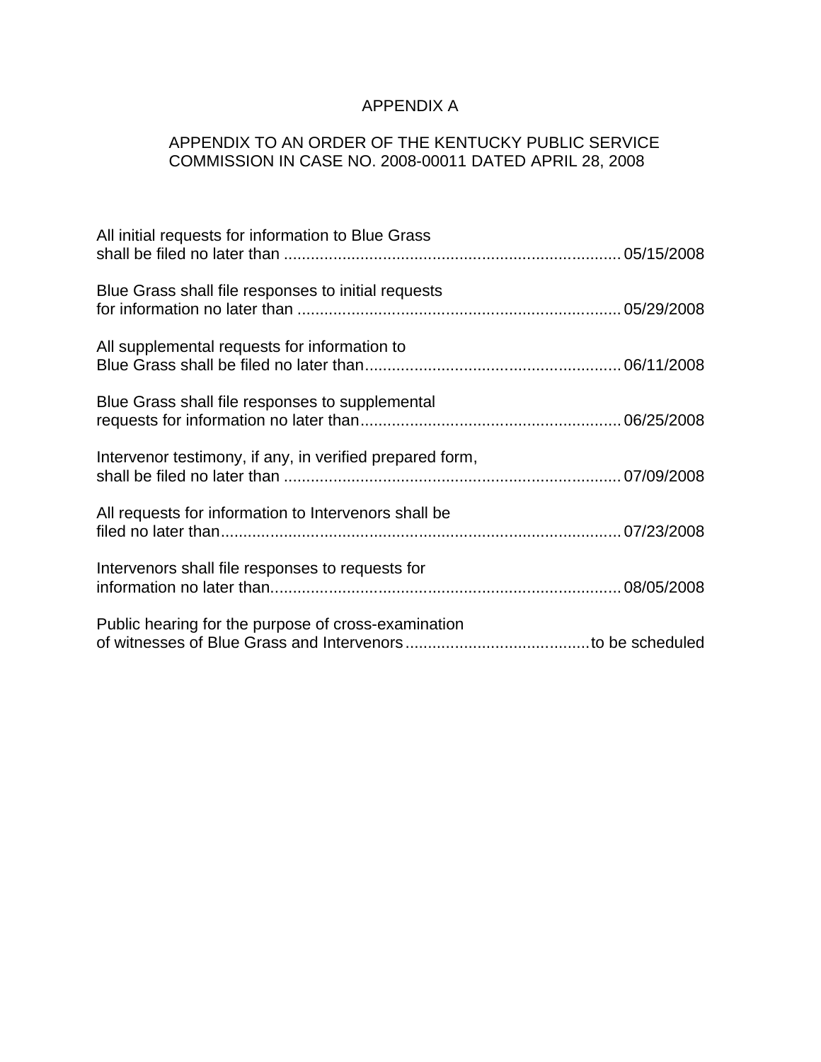# APPENDIX A

## APPENDIX TO AN ORDER OF THE KENTUCKY PUBLIC SERVICE COMMISSION IN CASE NO. 2008-00011 DATED APRIL 28, 2008

| | |
|---|---|
| All initial requests for information to Blue Grass shall be filed no later than | 05/15/2008 |
| Blue Grass shall file responses to initial requests for information no later than | 05/29/2008 |
| All supplemental requests for information to Blue Grass shall be filed no later than | 06/11/2008 |
| Blue Grass shall file responses to supplemental requests for information no later than | 06/25/2008 |
| Intervenor testimony, if any, in verified prepared form, shall be filed no later than | 07/09/2008 |
| All requests for information to Intervenors shall be filed no later than | 07/23/2008 |
| Intervenors shall file responses to requests for information no later than | 08/05/2008 |
| Public hearing for the purpose of cross-examination of witnesses of Blue Grass and Intervenors | to be scheduled |